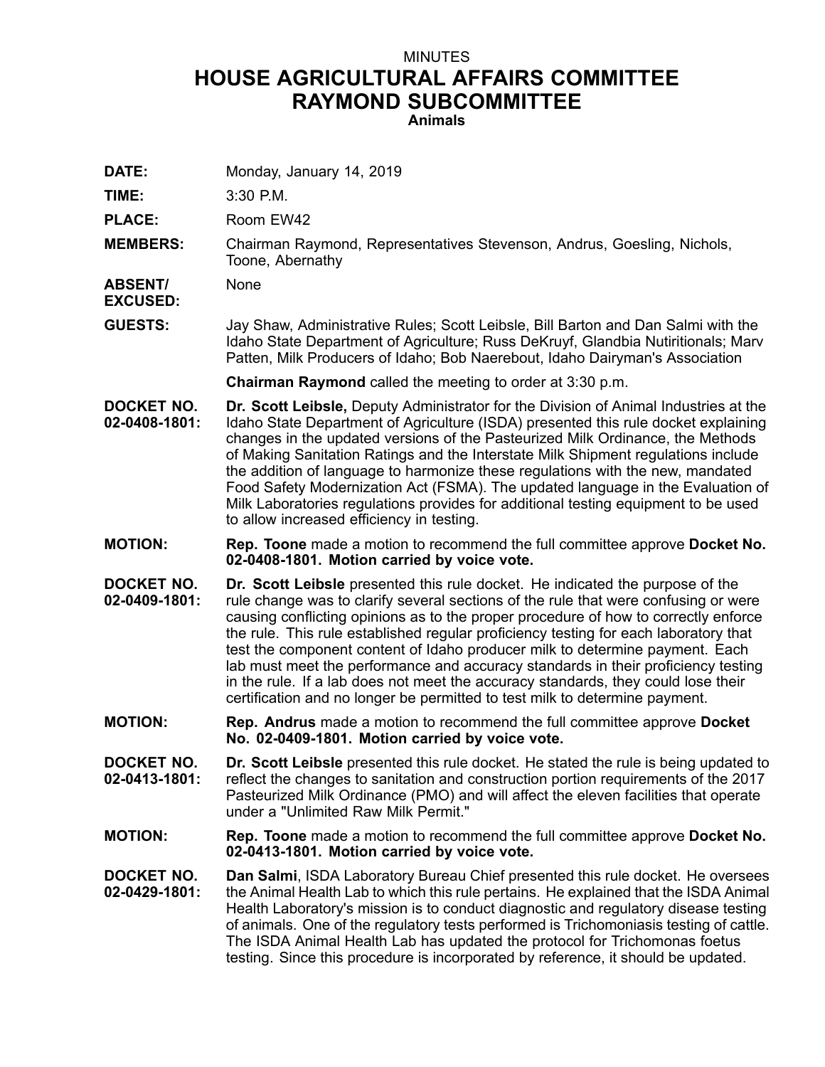MINUTES

# HOUSE AGRICULTURAL AFFAIRS COMMITTEE
# RAYMOND SUBCOMMITTEE

**Animals**

**DATE:** Monday, January 14, 2019

**TIME:** 3:30 P.M.

**PLACE:** Room EW42

**MEMBERS:** Chairman Raymond, Representatives Stevenson, Andrus, Goesling, Nichols, Toone, Abernathy

**ABSENT/ EXCUSED:** None

**GUESTS:** Jay Shaw, Administrative Rules; Scott Leibsle, Bill Barton and Dan Salmi with the Idaho State Department of Agriculture; Russ DeKruyf, Glandbia Nutiritionals; Marv Patten, Milk Producers of Idaho; Bob Naerebout, Idaho Dairyman's Association

**Chairman Raymond** called the meeting to order at 3:30 p.m.

**DOCKET NO. 02-0408-1801:** **Dr. Scott Leibsle,** Deputy Administrator for the Division of Animal Industries at the Idaho State Department of Agriculture (ISDA) presented this rule docket explaining changes in the updated versions of the Pasteurized Milk Ordinance, the Methods of Making Sanitation Ratings and the Interstate Milk Shipment regulations include the addition of language to harmonize these regulations with the new, mandated Food Safety Modernization Act (FSMA). The updated language in the Evaluation of Milk Laboratories regulations provides for additional testing equipment to be used to allow increased efficiency in testing.

**MOTION:** **Rep. Toone** made a motion to recommend the full committee approve **Docket No. 02-0408-1801. Motion carried by voice vote.**

**DOCKET NO. 02-0409-1801:** **Dr. Scott Leibsle** presented this rule docket. He indicated the purpose of the rule change was to clarify several sections of the rule that were confusing or were causing conflicting opinions as to the proper procedure of how to correctly enforce the rule. This rule established regular proficiency testing for each laboratory that test the component content of Idaho producer milk to determine payment. Each lab must meet the performance and accuracy standards in their proficiency testing in the rule. If a lab does not meet the accuracy standards, they could lose their certification and no longer be permitted to test milk to determine payment.

**MOTION:** **Rep. Andrus** made a motion to recommend the full committee approve **Docket No. 02-0409-1801. Motion carried by voice vote.**

**DOCKET NO. 02-0413-1801:** **Dr. Scott Leibsle** presented this rule docket. He stated the rule is being updated to reflect the changes to sanitation and construction portion requirements of the 2017 Pasteurized Milk Ordinance (PMO) and will affect the eleven facilities that operate under a "Unlimited Raw Milk Permit."

**MOTION:** **Rep. Toone** made a motion to recommend the full committee approve **Docket No. 02-0413-1801. Motion carried by voice vote.**

**DOCKET NO. 02-0429-1801:** **Dan Salmi**, ISDA Laboratory Bureau Chief presented this rule docket. He oversees the Animal Health Lab to which this rule pertains. He explained that the ISDA Animal Health Laboratory's mission is to conduct diagnostic and regulatory disease testing of animals. One of the regulatory tests performed is Trichomoniasis testing of cattle. The ISDA Animal Health Lab has updated the protocol for Trichomonas foetus testing. Since this procedure is incorporated by reference, it should be updated.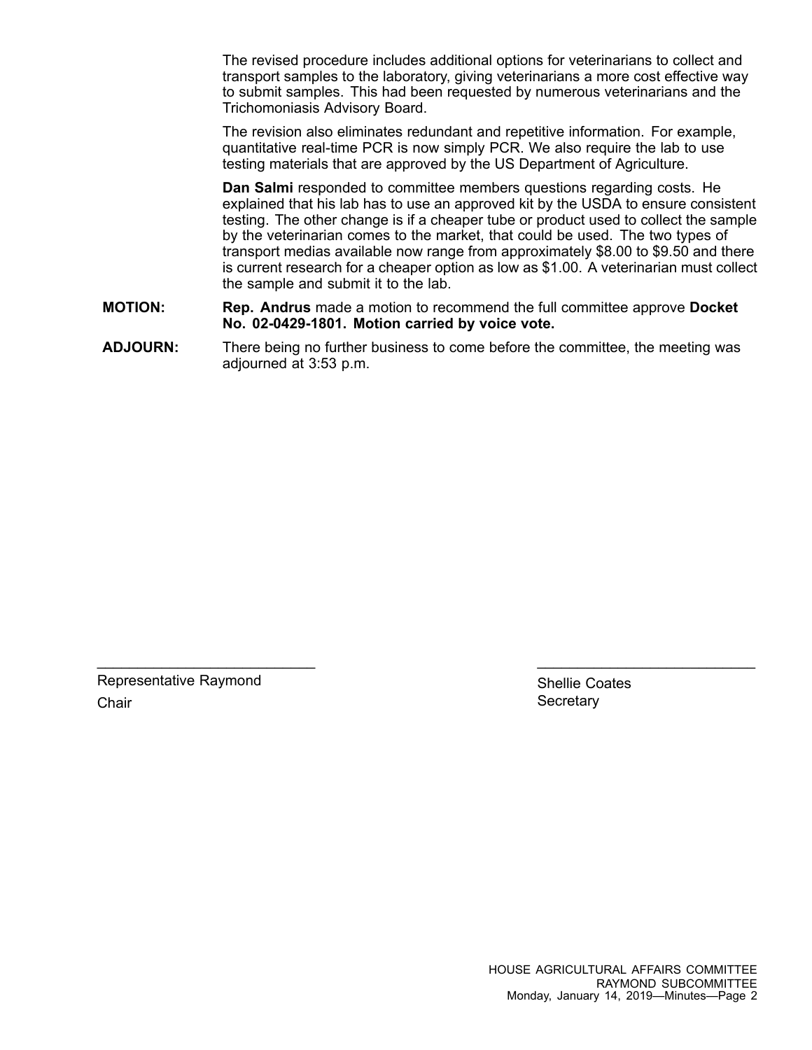The revised procedure includes additional options for veterinarians to collect and transport samples to the laboratory, giving veterinarians a more cost effective way to submit samples. This had been requested by numerous veterinarians and the Trichomoniasis Advisory Board.

The revision also eliminates redundant and repetitive information. For example, quantitative real-time PCR is now simply PCR. We also require the lab to use testing materials that are approved by the US Department of Agriculture.

**Dan Salmi** responded to committee members questions regarding costs. He explained that his lab has to use an approved kit by the USDA to ensure consistent testing. The other change is if a cheaper tube or product used to collect the sample by the veterinarian comes to the market, that could be used. The two types of transport medias available now range from approximately $8.00 to $9.50 and there is current research for a cheaper option as low as $1.00. A veterinarian must collect the sample and submit it to the lab.

**MOTION:** **Rep. Andrus** made a motion to recommend the full committee approve **Docket No. 02-0429-1801. Motion carried by voice vote.**

**ADJOURN:** There being no further business to come before the committee, the meeting was adjourned at 3:53 p.m.

___________________________
Representative Raymond
Chair

___________________________
Shellie Coates
Secretary